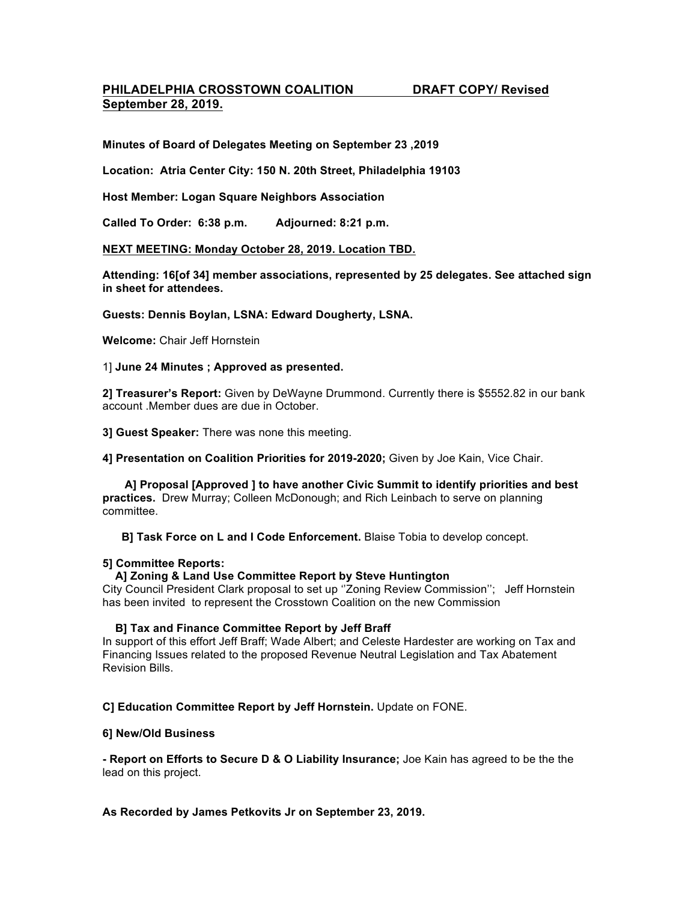**PHILADELPHIA CROSSTOWN COALITION DRAFT COPY/ Revised September 28, 2019.**

**Minutes of Board of Delegates Meeting on September 23 ,2019**

**Location: Atria Center City: 150 N. 20th Street, Philadelphia 19103**

**Host Member: Logan Square Neighbors Association**

**Called To Order: 6:38 p.m. Adjourned: 8:21 p.m.**

**NEXT MEETING: Monday October 28, 2019. Location TBD.**

**Attending: 16[of 34] member associations, represented by 25 delegates. See attached sign in sheet for attendees.**

**Guests: Dennis Boylan, LSNA: Edward Dougherty, LSNA.**

**Welcome:** Chair Jeff Hornstein

1] **June 24 Minutes ; Approved as presented.**

**2] Treasurer's Report:** Given by DeWayne Drummond. Currently there is $5552.82 in our bank account .Member dues are due in October.

**3] Guest Speaker:** There was none this meeting.

**4] Presentation on Coalition Priorities for 2019-2020;** Given by Joe Kain, Vice Chair.

**A] Proposal [Approved ] to have another Civic Summit to identify priorities and best practices.** Drew Murray; Colleen McDonough; and Rich Leinbach to serve on planning committee.

**B] Task Force on L and I Code Enforcement.** Blaise Tobia to develop concept.

**5] Committee Reports:**

**A] Zoning & Land Use Committee Report by Steve Huntington**
City Council President Clark proposal to set up ''Zoning Review Commission''; Jeff Hornstein has been invited to represent the Crosstown Coalition on the new Commission

**B] Tax and Finance Committee Report by Jeff Braff**
In support of this effort Jeff Braff; Wade Albert; and Celeste Hardester are working on Tax and Financing Issues related to the proposed Revenue Neutral Legislation and Tax Abatement Revision Bills.

**C] Education Committee Report by Jeff Hornstein.** Update on FONE.

**6] New/Old Business**

**- Report on Efforts to Secure D & O Liability Insurance;** Joe Kain has agreed to be the the lead on this project.

**As Recorded by James Petkovits Jr on September 23, 2019.**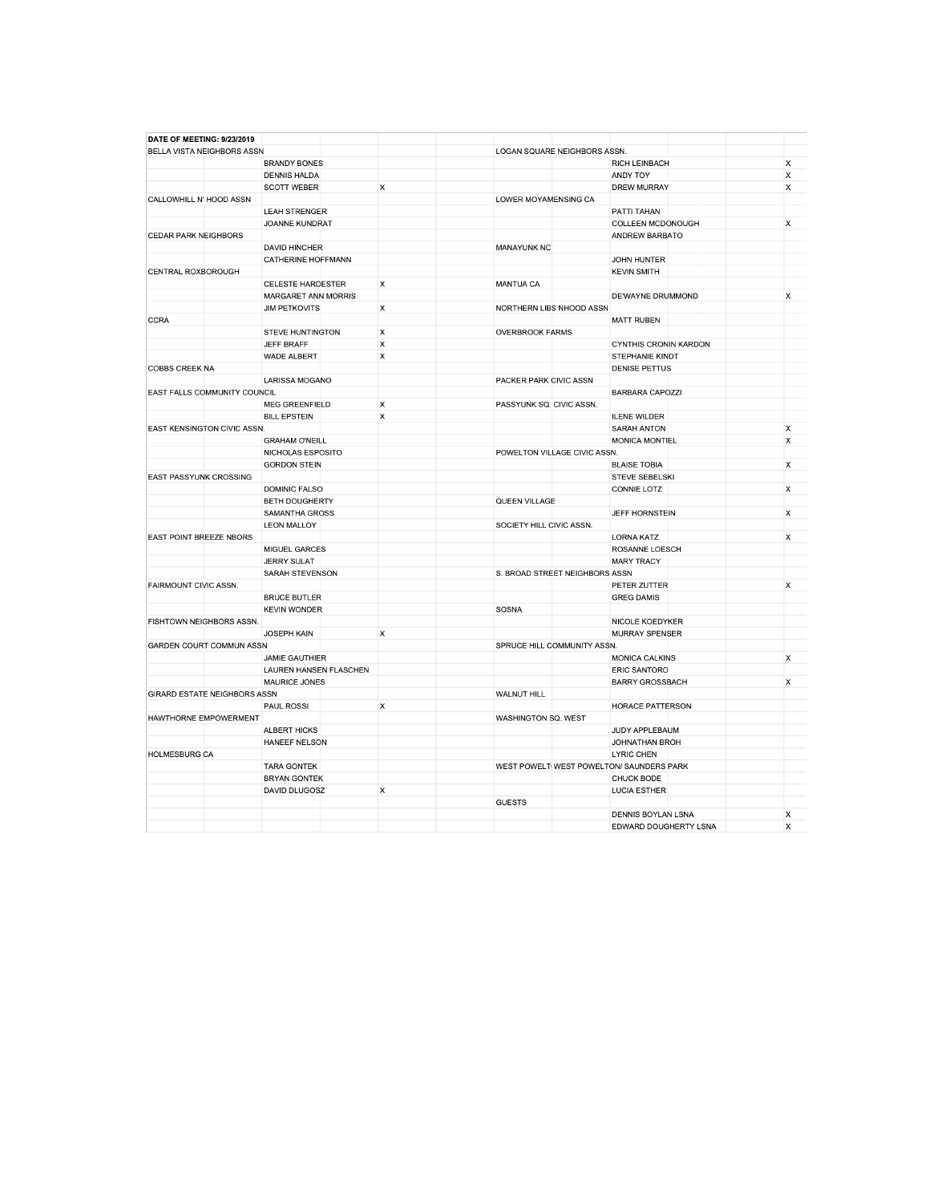| | | | | | |
|---|---|---|---|---|---|
| **DATE OF MEETING: 9/23/2019** | | | | | |
| BELLA VISTA NEIGHBORS ASSN | | | LOGAN SQUARE NEIGHBORS ASSN. | | |
| | BRANDY BONES | | | RICH LEINBACH | X |
| | DENNIS HALDA | | | ANDY TOY | X |
| | SCOTT WEBER | X | | DREW MURRAY | X |
| CALLOWHILL N' HOOD ASSN | | | LOWER MOYAMENSING CA | | |
| | LEAH STRENGER | | | PATTI TAHAN | |
| | JOANNE KUNDRAT | | | COLLEEN MCDONOUGH | X |
| CEDAR PARK NEIGHBORS | | | | ANDREW BARBATO | |
| | DAVID HINCHER | | MANAYUNK NC | | |
| | CATHERINE HOFFMANN | | | JOHN HUNTER | |
| CENTRAL ROXBOROUGH | | | | KEVIN SMITH | |
| | CELESTE HARDESTER | X | MANTUA CA | | |
| | MARGARET ANN MORRIS | | | DE'WAYNE DRUMMOND | X |
| | JIM PETKOVITS | X | NORTHERN LIBS NHOOD ASSN | | |
| CCRA | | | | MATT RUBEN | |
| | STEVE HUNTINGTON | X | OVERBROOK FARMS | | |
| | JEFF BRAFF | X | | CYNTHIS CRONIN KARDON | |
| | WADE ALBERT | X | | STEPHANIE KINDT | |
| COBBS CREEK NA | | | | DENISE PETTUS | |
| | LARISSA MOGANO | | PACKER PARK CIVIC ASSN | | |
| EAST FALLS COMMUNITY COUNCIL | | | | BARBARA CAPOZZI | |
| | MEG GREENFIELD | X | PASSYUNK SQ. CIVIC ASSN. | | |
| | BILL EPSTEIN | X | | ILENE WILDER | |
| EAST KENSINGTON CIVIC ASSN. | | | | SARAH ANTON | X |
| | GRAHAM O'NEILL | | | MONICA MONTIEL | X |
| | NICHOLAS ESPOSITO | | POWELTON VILLAGE CIVIC ASSN. | | |
| | GORDON STEIN | | | BLAISE TOBIA | X |
| EAST PASSYUNK CROSSING | | | | STEVE SEBELSKI | |
| | DOMINIC FALSO | | | CONNIE LOTZ | X |
| | BETH DOUGHERTY | | QUEEN VILLAGE | | |
| | SAMANTHA GROSS | | | JEFF HORNSTEIN | X |
| | LEON MALLOY | | SOCIETY HILL CIVIC ASSN. | | |
| EAST POINT BREEZE NBORS | | | | LORNA KATZ | X |
| | MIGUEL GARCES | | | ROSANNE LOESCH | |
| | JERRY SULAT | | | MARY TRACY | |
| | SARAH STEVENSON | | S. BROAD STREET NEIGHBORS ASSN | | |
| FAIRMOUNT CIVIC ASSN. | | | | PETER ZUTTER | X |
| | BRUCE BUTLER | | | GREG DAMIS | |
| | KEVIN WONDER | | SOSNA | | |
| FISHTOWN NEIGHBORS ASSN. | | | | NICOLE KOEDYKER | |
| | JOSEPH KAIN | X | | MURRAY SPENSER | |
| GARDEN COURT COMMUN ASSN | | | SPRUCE HILL COMMUNITY ASSN. | | |
| | JAMIE GAUTHIER | | | MONICA CALKINS | X |
| | LAUREN HANSEN FLASCHEN | | | ERIC SANTORO | |
| | MAURICE JONES | | | BARRY GROSSBACH | X |
| GIRARD ESTATE NEIGHBORS ASSN | | | WALNUT HILL | | |
| | PAUL ROSSI | X | | HORACE PATTERSON | |
| HAWTHORNE EMPOWERMENT | | | WASHINGTON SQ. WEST | | |
| | ALBERT HICKS | | | JUDY APPLEBAUM | |
| | HANEEF NELSON | | | JOHNATHAN BROH | |
| HOLMESBURG CA | | | | LYRIC CHEN | |
| | TARA GONTEK | | WEST POWELT | WEST POWELTON/ SAUNDERS PARK | |
| | BRYAN GONTEK | | | CHUCK BODE | |
| | DAVID DLUGOSZ | X | | LUCIA ESTHER | |
| | | | GUESTS | | |
| | | | | DENNIS BOYLAN LSNA | X |
| | | | | EDWARD DOUGHERTY LSNA | X |